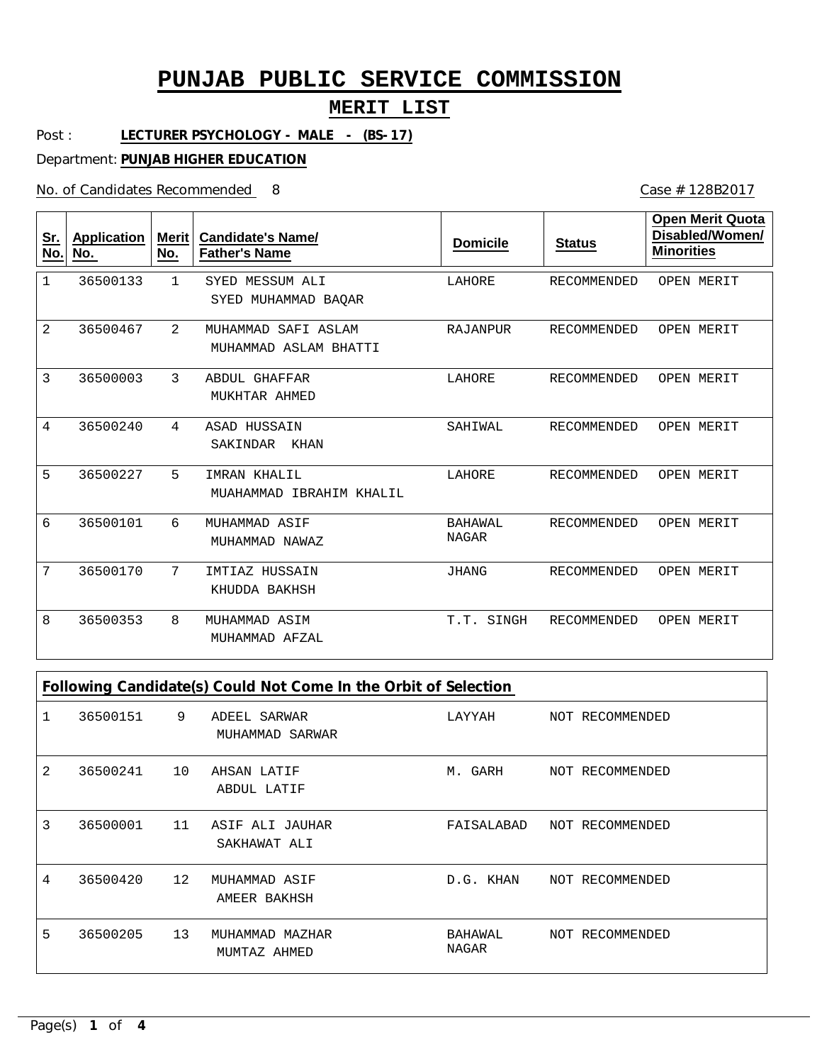# PUNJAB PUBLIC SERVICE COMMISSION

## MERIT LIST

Post : **LECTURER PSYCHOLOGY - MALE - (BS-17)**

Department: **PUNJAB HIGHER EDUCATION**

No. of Candidates Recommended 8

Case # 128B2017

| Sr. No. | Application No. | Merit No. | Candidate's Name/ Father's Name | Domicile | Status | Open Merit Quota Disabled/Women/ Minorities |
|---|---|---|---|---|---|---|
| 1 | 36500133 | 1 | SYED MESSUM ALI<br>SYED MUHAMMAD BAQAR | LAHORE | RECOMMENDED | OPEN MERIT |
| 2 | 36500467 | 2 | MUHAMMAD SAFI ASLAM<br>MUHAMMAD ASLAM BHATTI | RAJANPUR | RECOMMENDED | OPEN MERIT |
| 3 | 36500003 | 3 | ABDUL GHAFFAR<br>MUKHTAR AHMED | LAHORE | RECOMMENDED | OPEN MERIT |
| 4 | 36500240 | 4 | ASAD HUSSAIN<br>SAKINDAR KHAN | SAHIWAL | RECOMMENDED | OPEN MERIT |
| 5 | 36500227 | 5 | IMRAN KHALIL<br>MUAHAMMAD IBRAHIM KHALIL | LAHORE | RECOMMENDED | OPEN MERIT |
| 6 | 36500101 | 6 | MUHAMMAD ASIF<br>MUHAMMAD NAWAZ | BAHAWAL NAGAR | RECOMMENDED | OPEN MERIT |
| 7 | 36500170 | 7 | IMTIAZ HUSSAIN<br>KHUDDA BAKHSH | JHANG | RECOMMENDED | OPEN MERIT |
| 8 | 36500353 | 8 | MUHAMMAD ASIM<br>MUHAMMAD AFZAL | T.T. SINGH | RECOMMENDED | OPEN MERIT |

**Following Candidate(s) Could Not Come In the Orbit of Selection**

| Sr. No. | Application No. | Merit No. | Candidate's Name/ Father's Name | Domicile | Status |
|---|---|---|---|---|---|
| 1 | 36500151 | 9 | ADEEL SARWAR<br>MUHAMMAD SARWAR | LAYYAH | NOT RECOMMENDED |
| 2 | 36500241 | 10 | AHSAN LATIF<br>ABDUL LATIF | M. GARH | NOT RECOMMENDED |
| 3 | 36500001 | 11 | ASIF ALI JAUHAR<br>SAKHAWAT ALI | FAISALABAD | NOT RECOMMENDED |
| 4 | 36500420 | 12 | MUHAMMAD ASIF<br>AMEER BAKHSH | D.G. KHAN | NOT RECOMMENDED |
| 5 | 36500205 | 13 | MUHAMMAD MAZHAR<br>MUMTAZ AHMED | BAHAWAL NAGAR | NOT RECOMMENDED |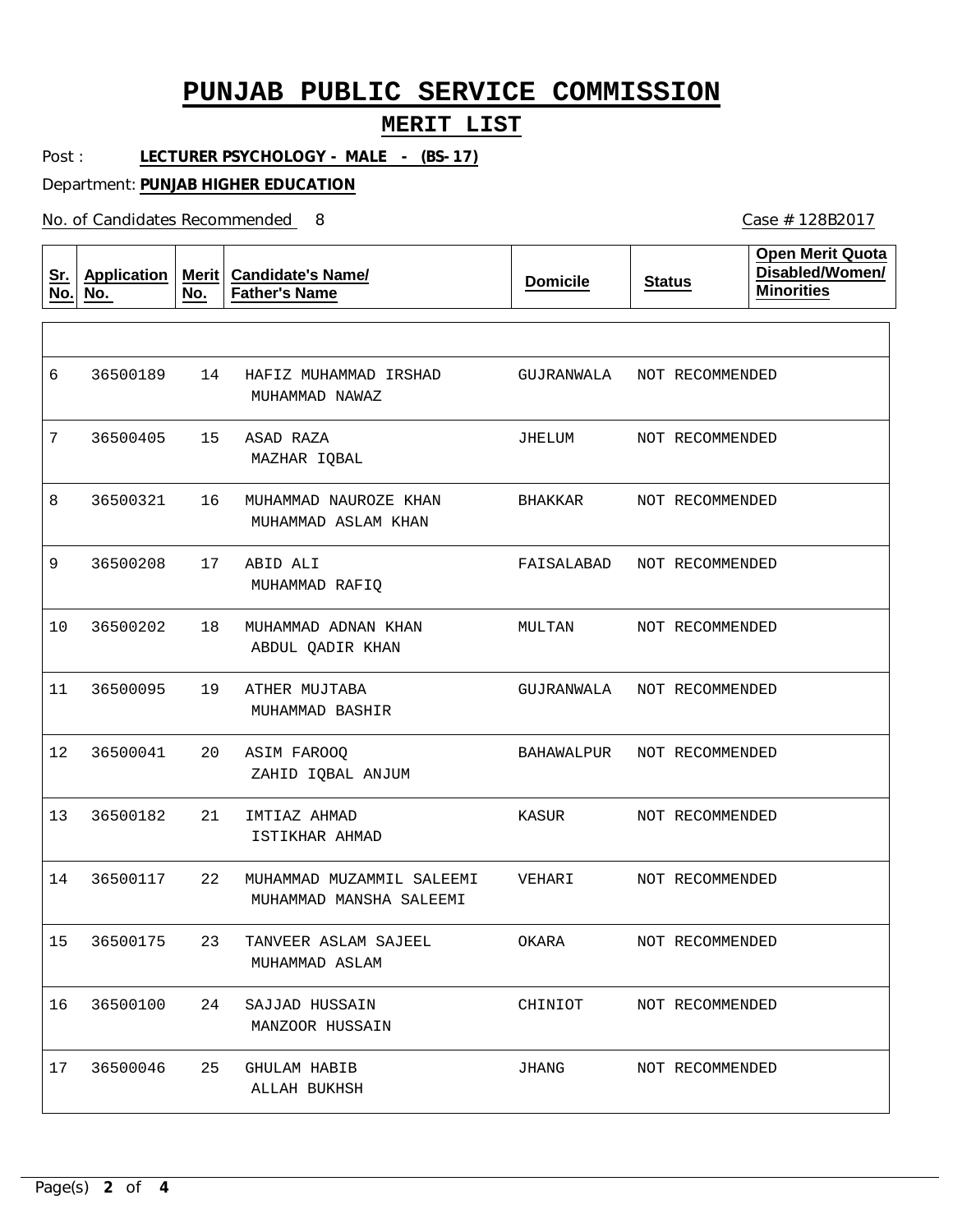# PUNJAB PUBLIC SERVICE COMMISSION

## MERIT LIST

Post : **LECTURER PSYCHOLOGY - MALE - (BS-17)**

Department: **PUNJAB HIGHER EDUCATION**

No. of Candidates Recommended 8

Case # 128B2017

| Sr. No. | Application No. | Merit No. | Candidate's Name/ Father's Name | Domicile | Status | Open Merit Quota Disabled/Women/ Minorities |
|---|---|---|---|---|---|---|
| 6 | 36500189 | 14 | HAFIZ MUHAMMAD IRSHAD<br>MUHAMMAD NAWAZ | GUJRANWALA | NOT RECOMMENDED | |
| 7 | 36500405 | 15 | ASAD RAZA<br>MAZHAR IQBAL | JHELUM | NOT RECOMMENDED | |
| 8 | 36500321 | 16 | MUHAMMAD NAUROZE KHAN<br>MUHAMMAD ASLAM KHAN | BHAKKAR | NOT RECOMMENDED | |
| 9 | 36500208 | 17 | ABID ALI<br>MUHAMMAD RAFIQ | FAISALABAD | NOT RECOMMENDED | |
| 10 | 36500202 | 18 | MUHAMMAD ADNAN KHAN<br>ABDUL QADIR KHAN | MULTAN | NOT RECOMMENDED | |
| 11 | 36500095 | 19 | ATHER MUJTABA<br>MUHAMMAD BASHIR | GUJRANWALA | NOT RECOMMENDED | |
| 12 | 36500041 | 20 | ASIM FAROOQ<br>ZAHID IQBAL ANJUM | BAHAWALPUR | NOT RECOMMENDED | |
| 13 | 36500182 | 21 | IMTIAZ AHMAD<br>ISTIKHAR AHMAD | KASUR | NOT RECOMMENDED | |
| 14 | 36500117 | 22 | MUHAMMAD MUZAMMIL SALEEMI<br>MUHAMMAD MANSHA SALEEMI | VEHARI | NOT RECOMMENDED | |
| 15 | 36500175 | 23 | TANVEER ASLAM SAJEEL<br>MUHAMMAD ASLAM | OKARA | NOT RECOMMENDED | |
| 16 | 36500100 | 24 | SAJJAD HUSSAIN<br>MANZOOR HUSSAIN | CHINIOT | NOT RECOMMENDED | |
| 17 | 36500046 | 25 | GHULAM HABIB<br>ALLAH BUKHSH | JHANG | NOT RECOMMENDED | |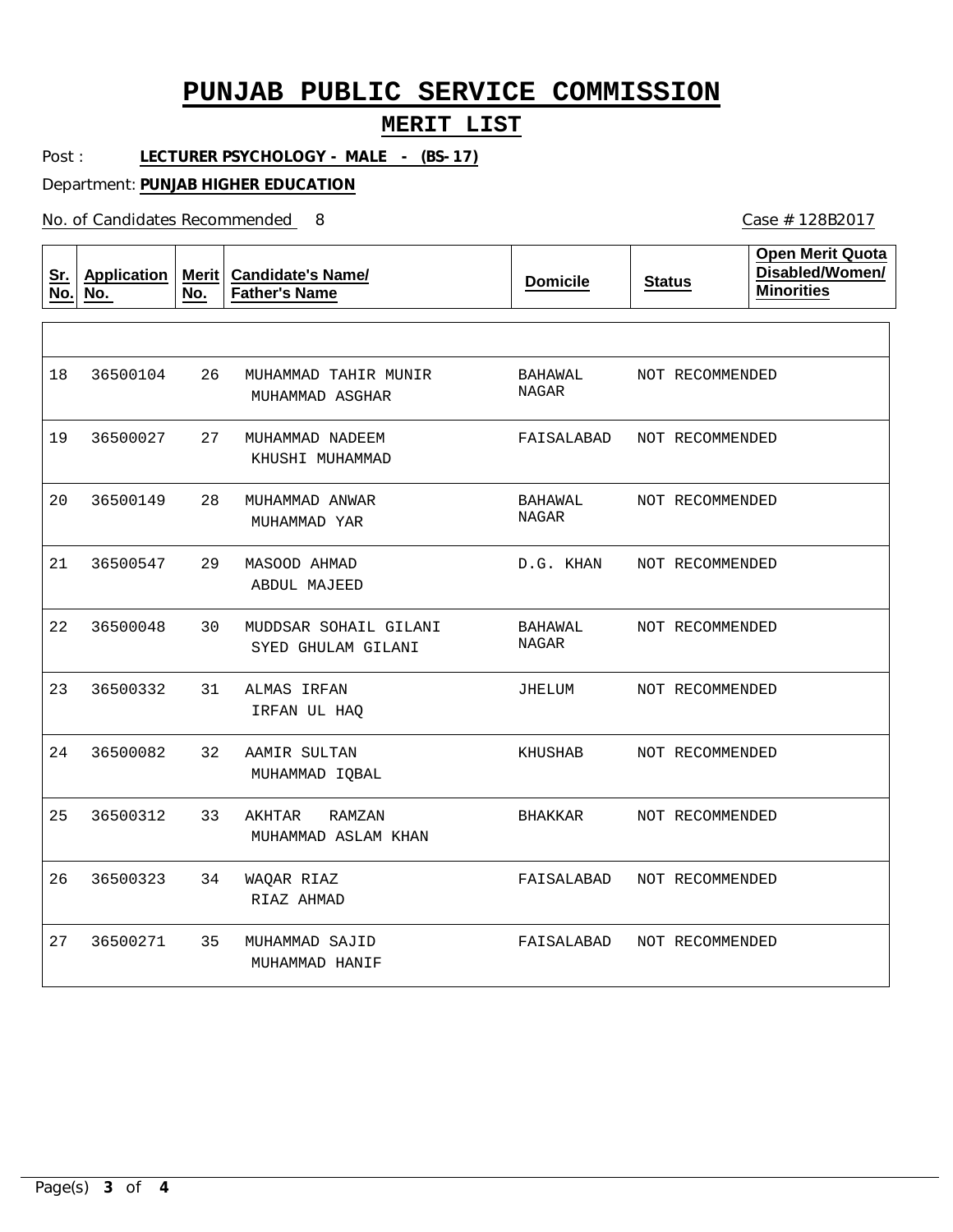# PUNJAB PUBLIC SERVICE COMMISSION

## MERIT LIST

Post : **LECTURER PSYCHOLOGY - MALE - (BS-17)**

Department: **PUNJAB HIGHER EDUCATION**

No. of Candidates Recommended 8

Case # 128B2017

| Sr. No. | Application No. | Merit No. | Candidate's Name/ Father's Name | Domicile | Status | Open Merit Quota Disabled/Women/ Minorities |
|---|---|---|---|---|---|---|
| 18 | 36500104 | 26 | MUHAMMAD TAHIR MUNIR<br>MUHAMMAD ASGHAR | BAHAWAL NAGAR | NOT RECOMMENDED | |
| 19 | 36500027 | 27 | MUHAMMAD NADEEM<br>KHUSHI MUHAMMAD | FAISALABAD | NOT RECOMMENDED | |
| 20 | 36500149 | 28 | MUHAMMAD ANWAR<br>MUHAMMAD YAR | BAHAWAL NAGAR | NOT RECOMMENDED | |
| 21 | 36500547 | 29 | MASOOD AHMAD<br>ABDUL MAJEED | D.G. KHAN | NOT RECOMMENDED | |
| 22 | 36500048 | 30 | MUDDSAR SOHAIL GILANI<br>SYED GHULAM GILANI | BAHAWAL NAGAR | NOT RECOMMENDED | |
| 23 | 36500332 | 31 | ALMAS IRFAN<br>IRFAN UL HAQ | JHELUM | NOT RECOMMENDED | |
| 24 | 36500082 | 32 | AAMIR SULTAN<br>MUHAMMAD IQBAL | KHUSHAB | NOT RECOMMENDED | |
| 25 | 36500312 | 33 | AKHTAR RAMZAN<br>MUHAMMAD ASLAM KHAN | BHAKKAR | NOT RECOMMENDED | |
| 26 | 36500323 | 34 | WAQAR RIAZ<br>RIAZ AHMAD | FAISALABAD | NOT RECOMMENDED | |
| 27 | 36500271 | 35 | MUHAMMAD SAJID<br>MUHAMMAD HANIF | FAISALABAD | NOT RECOMMENDED | |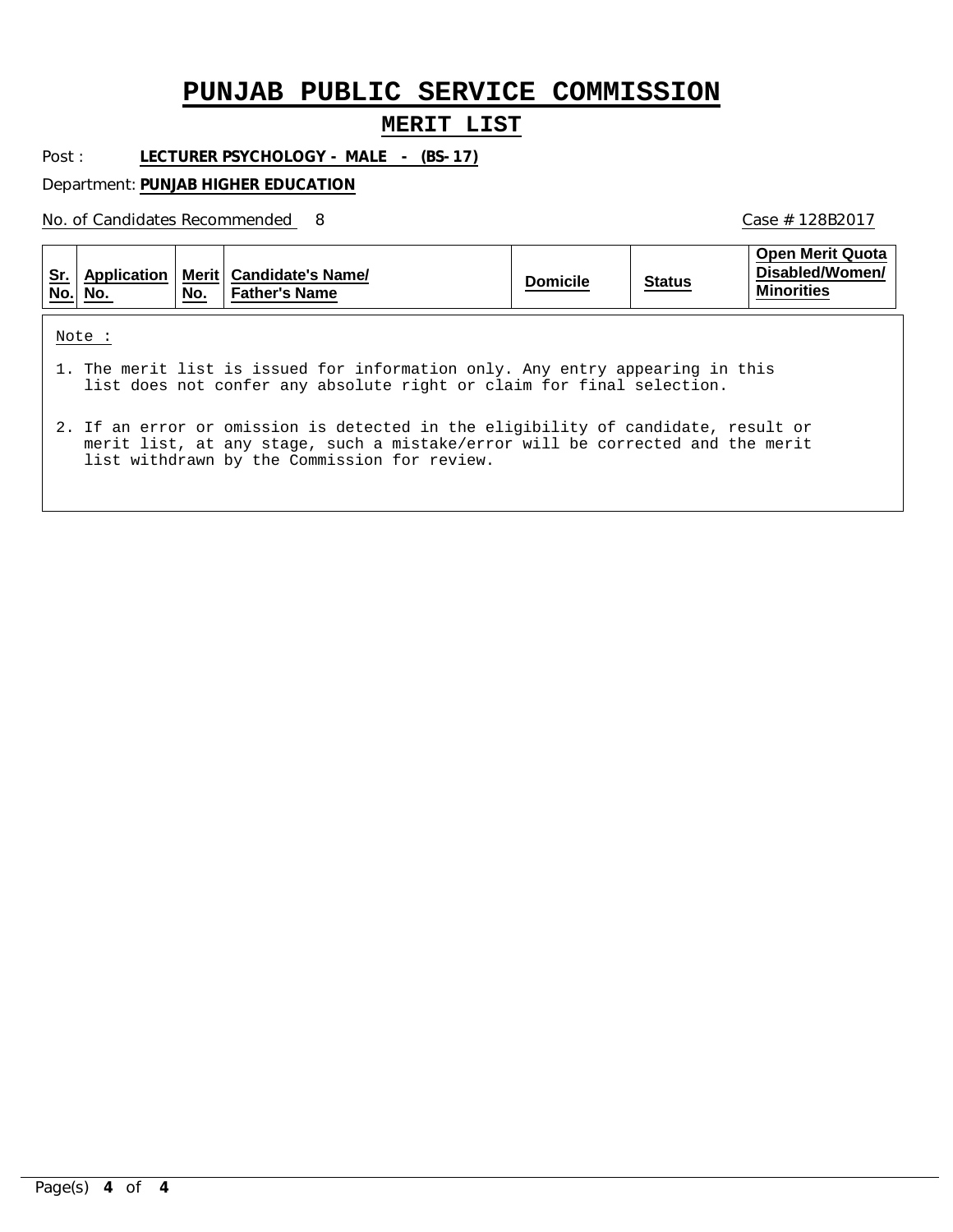# PUNJAB PUBLIC SERVICE COMMISSION

## MERIT LIST

Post : **LECTURER PSYCHOLOGY - MALE - (BS-17)**

Department: **PUNJAB HIGHER EDUCATION**

No. of Candidates Recommended 8

Case # 128B2017

| Sr. No. | Application No. | Merit No. | Candidate's Name/ Father's Name | Domicile | Status | Open Merit Quota Disabled/Women/ Minorities |
|---|---|---|---|---|---|---|

Note :

1. The merit list is issued for information only. Any entry appearing in this list does not confer any absolute right or claim for final selection.

2. If an error or omission is detected in the eligibility of candidate, result or merit list, at any stage, such a mistake/error will be corrected and the merit list withdrawn by the Commission for review.